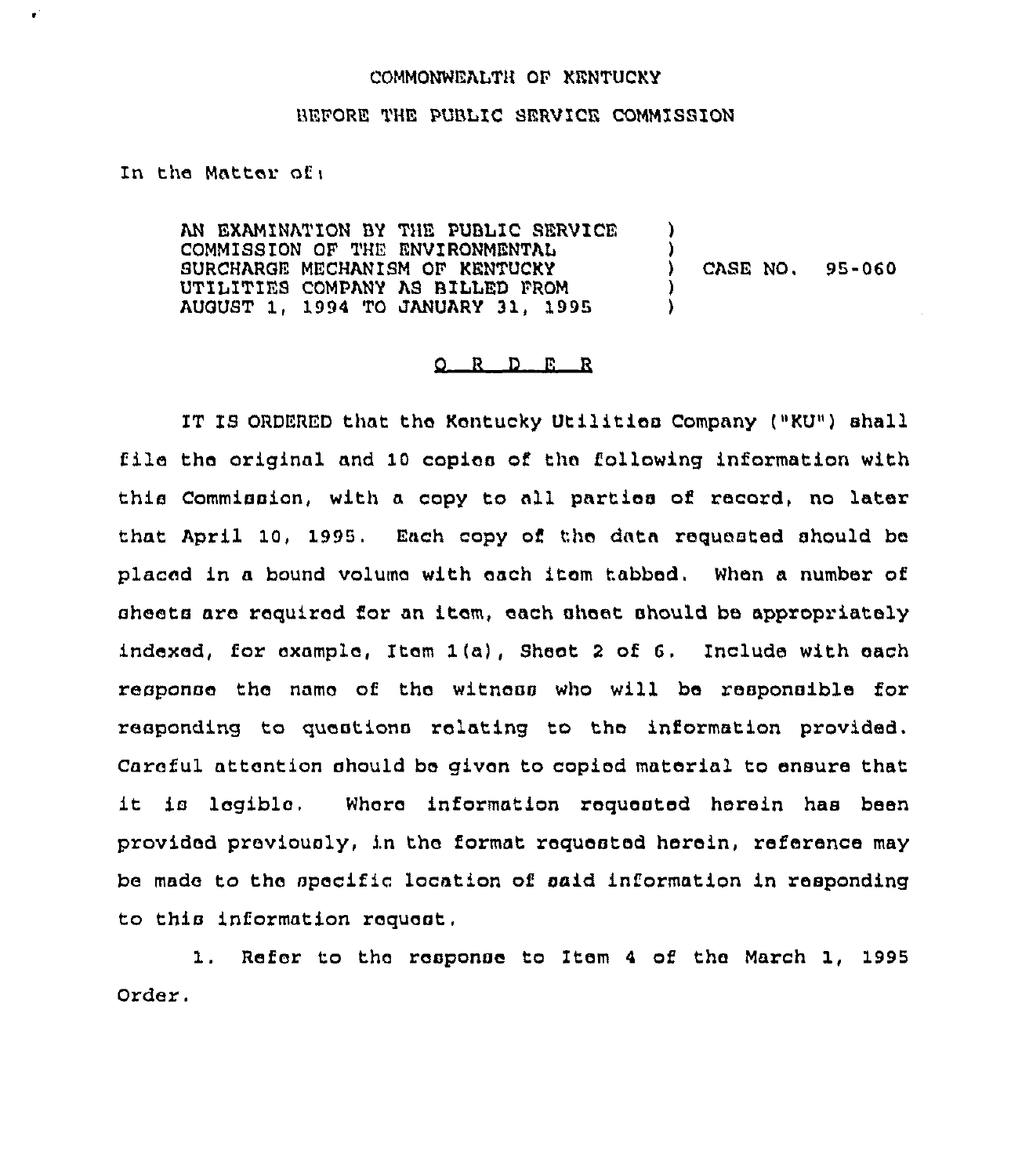COMMONWEALTH OF KENTUCKY

BEFORE THE PUBLIC SERVICE COMMISSION

In the Matter of:

AN EXAMINATION BY THE PUBLIC SERVICE COMMISSION OF THE ENVIRONMENTAL SURCHARGE MECHANISM OF KENTUCKY UTILITIES COMPANY AS BILLED FROM AUGUST 1, 1994 TO JANUARY 31, 1995 ) CASE NO. 95-060

O R D E R

IT IS ORDERED that the Kentucky Utilities Company ("KU") shall file the original and 10 copies of the following information with this Commission, with a copy to all parties of record, no later that April 10, 1995. Each copy of the data requested should be placed in a bound volume with each item tabbed. When a number of sheets are required for an item, each sheet should be appropriately indexed, for example, Item 1(a), Sheet 2 of 6. Include with each response the name of the witness who will be responsible for responding to questions relating to the information provided. Careful attention should be given to copied material to ensure that it is legible. Where information requested herein has been provided previously, in the format requested herein, reference may be made to the specific location of said information in responding to this information request.

1. Refer to the response to Item 4 of the March 1, 1995 Order.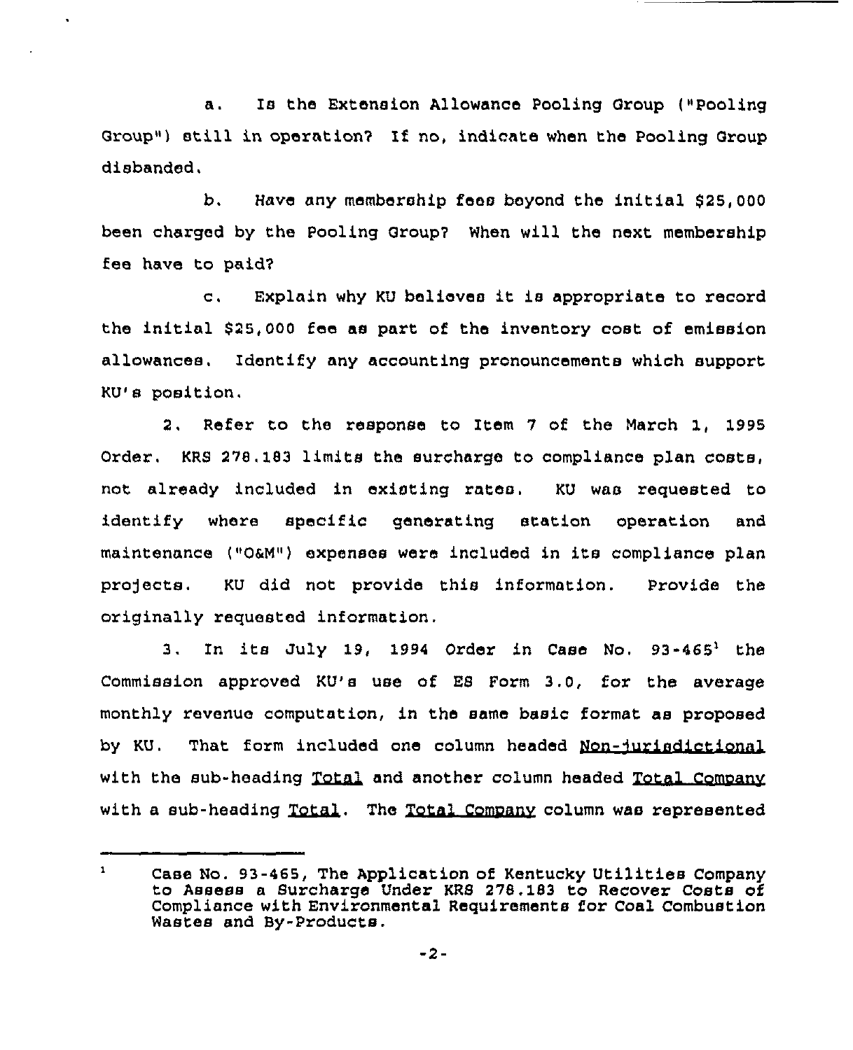a. Is the Extension Allowance Pooling Group ("Pooling Group") still in operation? If no, indicate when the Pooling Group disbanded.

b. Have any membership fees beyond the initial $25,000 been charged by the Pooling Group? When will the next membership fee have to paid?

c. Explain why KU believes it is appropriate to record the initial $25,000 fee as part of the inventory cost of emission allowances. Identify any accounting pronouncements which support KU's position.

2. Refer to the response to Item 7 of the March 1, 1995 Order. KRS 278.183 limits the surcharge to compliance plan costs, not already included in existing rates. KU was requested to identify where specific generating station operation and maintenance ("O&M") expenses were included in its compliance plan projects. KU did not provide this information. Provide the originally requested information.

3. In its July 19, 1994 Order in Case No. 93-465[1] the Commission approved KU's use of ES Form 3.0, for the average monthly revenue computation, in the same basic format as proposed by KU. That form included one column headed <u>Non-jurisdictional</u> with the sub-heading <u>Total</u> and another column headed <u>Total Company</u> with a sub-heading <u>Total</u>. The <u>Total Company</u> column was represented

---

[1] Case No. 93-465, The Application of Kentucky Utilities Company to Assess a Surcharge Under KRS 278.183 to Recover Costs of Compliance with Environmental Requirements for Coal Combustion Wastes and By-Products.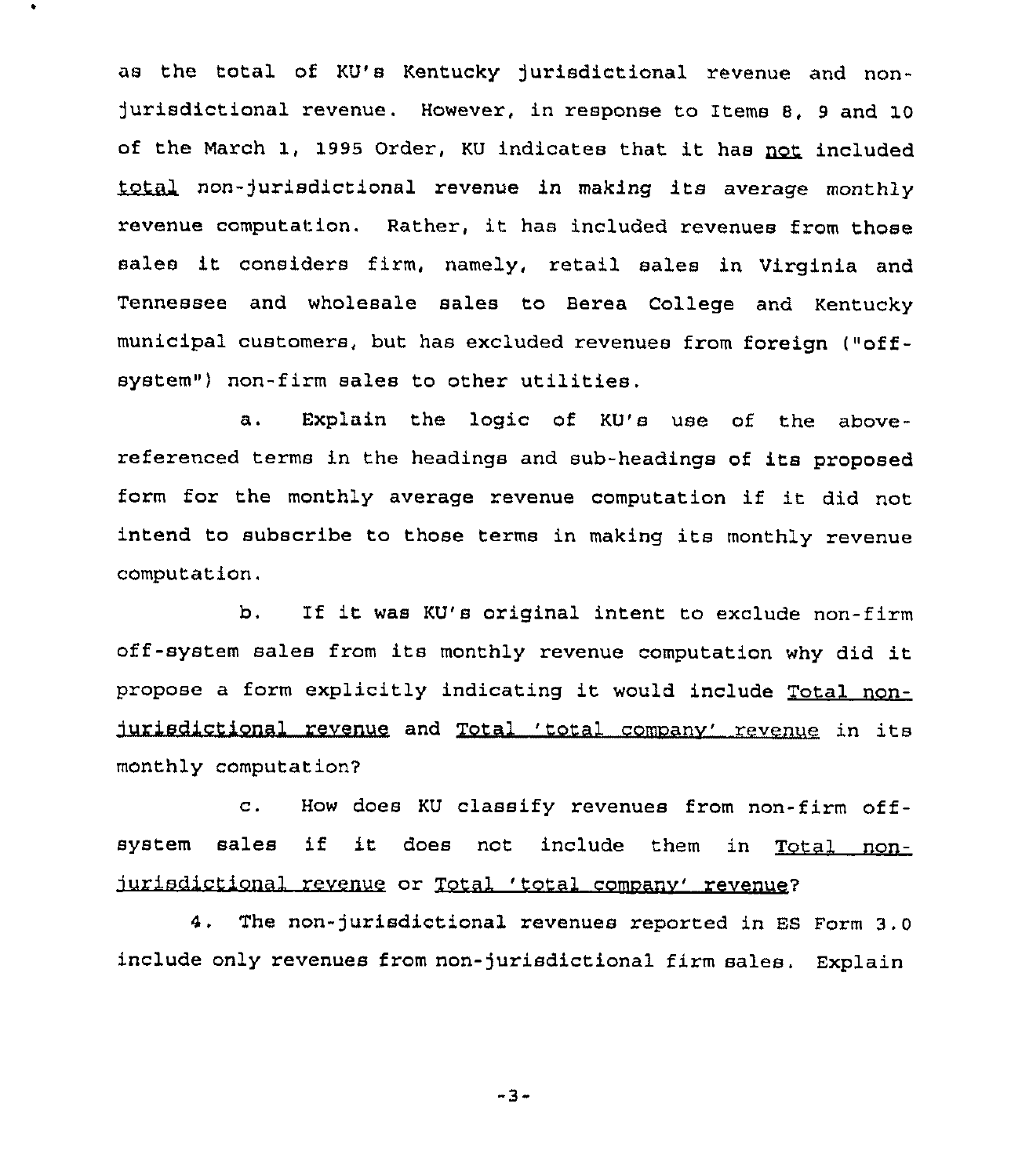as the total of KU's Kentucky jurisdictional revenue and non-jurisdictional revenue. However, in response to Items 8, 9 and 10 of the March 1, 1995 Order, KU indicates that it has <u>not</u> included <u>total</u> non-jurisdictional revenue in making its average monthly revenue computation. Rather, it has included revenues from those sales it considers firm, namely, retail sales in Virginia and Tennessee and wholesale sales to Berea College and Kentucky municipal customers, but has excluded revenues from foreign ("off-system") non-firm sales to other utilities.

a. Explain the logic of KU's use of the above-referenced terms in the headings and sub-headings of its proposed form for the monthly average revenue computation if it did not intend to subscribe to those terms in making its monthly revenue computation.

b. If it was KU's original intent to exclude non-firm off-system sales from its monthly revenue computation why did it propose a form explicitly indicating it would include <u>Total non-jurisdictional revenue</u> and <u>Total 'total company' revenue</u> in its monthly computation?

c. How does KU classify revenues from non-firm off-system sales if it does not include them in <u>Total non-jurisdictional revenue</u> or <u>Total 'total company' revenue</u>?

4. The non-jurisdictional revenues reported in ES Form 3.0 include only revenues from non-jurisdictional firm sales. Explain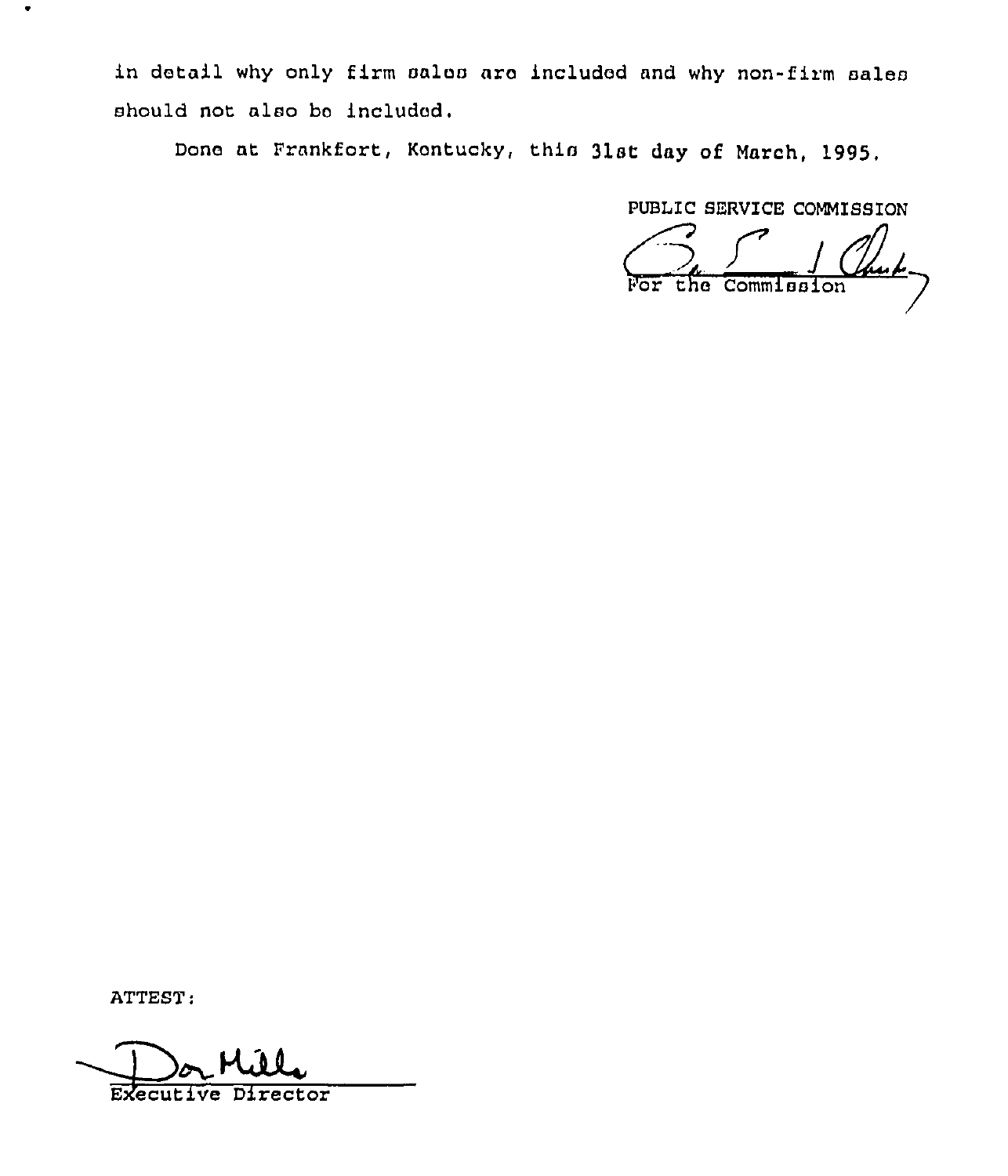in detail why only firm sales are included and why non-firm sales should not also be included.

Done at Frankfort, Kentucky, this 31st day of March, 1995.

PUBLIC SERVICE COMMISSION

For the Commission

ATTEST:

Executive Director